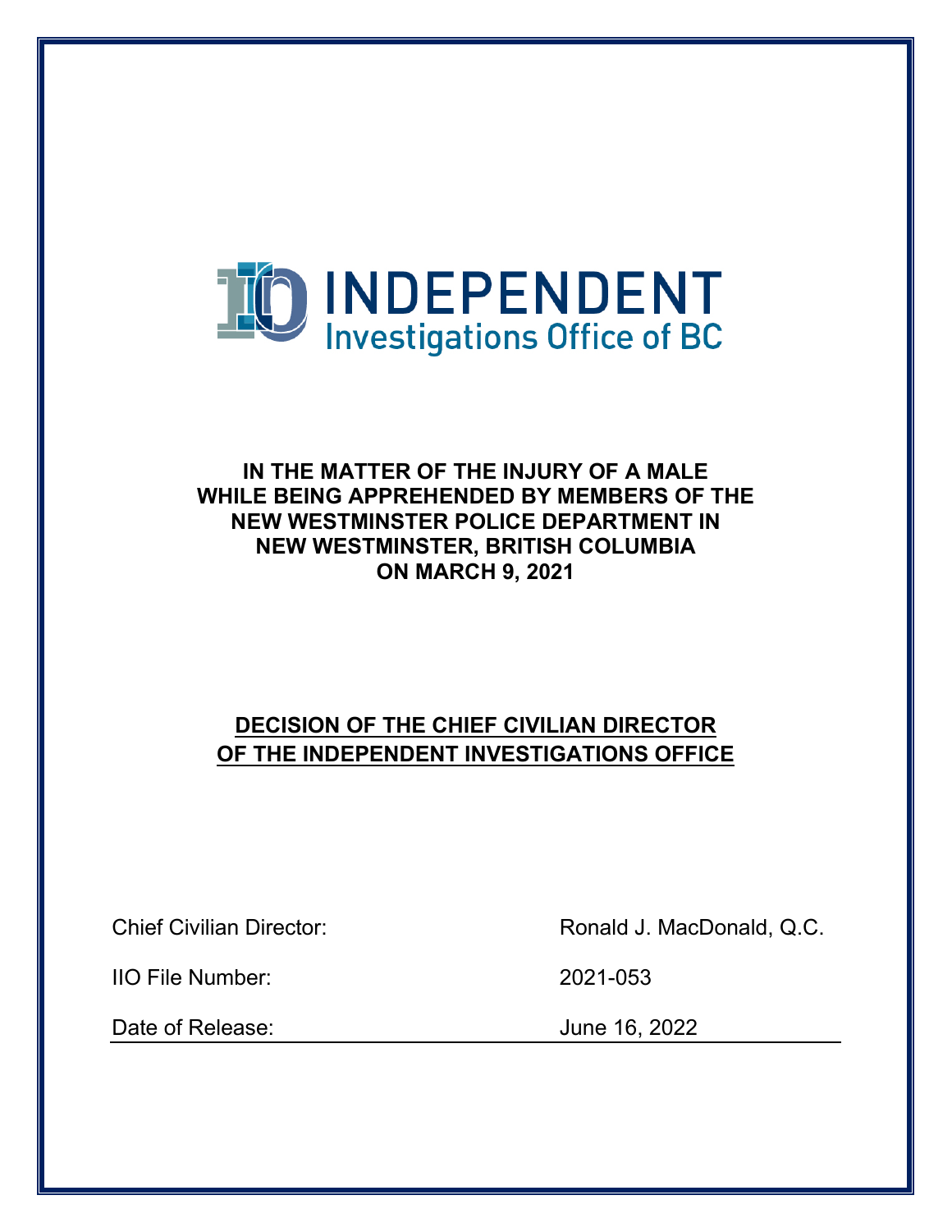INDEPENDENT
Investigations Office of BC

**IN THE MATTER OF THE INJURY OF A MALE WHILE BEING APPREHENDED BY MEMBERS OF THE NEW WESTMINSTER POLICE DEPARTMENT IN NEW WESTMINSTER, BRITISH COLUMBIA ON MARCH 9, 2021**

**DECISION OF THE CHIEF CIVILIAN DIRECTOR OF THE INDEPENDENT INVESTIGATIONS OFFICE**

| | |
|---|---|
| Chief Civilian Director: | Ronald J. MacDonald, Q.C. |
| IIO File Number: | 2021-053 |
| Date of Release: | June 16, 2022 |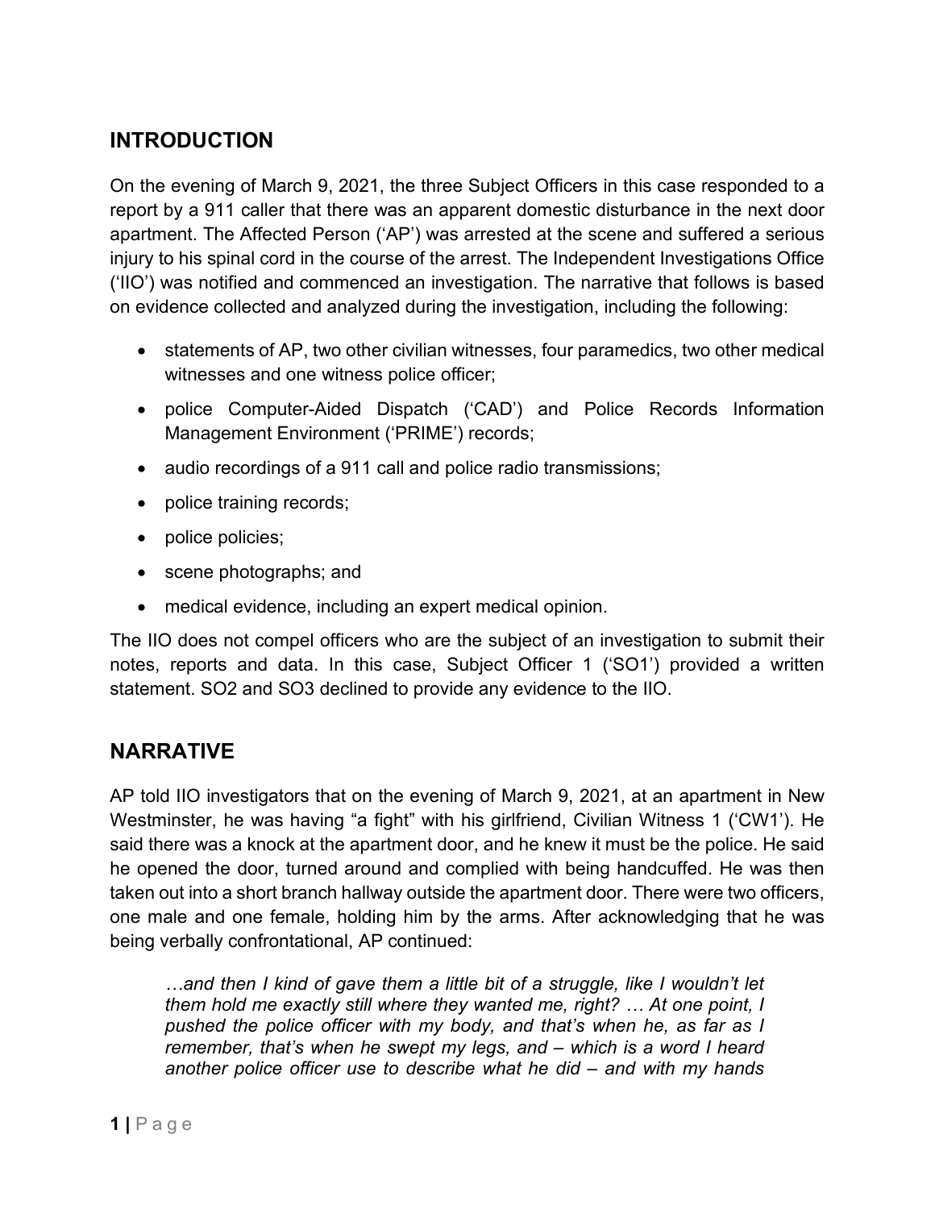## INTRODUCTION

On the evening of March 9, 2021, the three Subject Officers in this case responded to a report by a 911 caller that there was an apparent domestic disturbance in the next door apartment. The Affected Person ('AP') was arrested at the scene and suffered a serious injury to his spinal cord in the course of the arrest. The Independent Investigations Office ('IIO') was notified and commenced an investigation. The narrative that follows is based on evidence collected and analyzed during the investigation, including the following:

- statements of AP, two other civilian witnesses, four paramedics, two other medical witnesses and one witness police officer;
- police Computer-Aided Dispatch ('CAD') and Police Records Information Management Environment ('PRIME') records;
- audio recordings of a 911 call and police radio transmissions;
- police training records;
- police policies;
- scene photographs; and
- medical evidence, including an expert medical opinion.

The IIO does not compel officers who are the subject of an investigation to submit their notes, reports and data. In this case, Subject Officer 1 ('SO1') provided a written statement. SO2 and SO3 declined to provide any evidence to the IIO.

## NARRATIVE

AP told IIO investigators that on the evening of March 9, 2021, at an apartment in New Westminster, he was having "a fight" with his girlfriend, Civilian Witness 1 ('CW1'). He said there was a knock at the apartment door, and he knew it must be the police. He said he opened the door, turned around and complied with being handcuffed. He was then taken out into a short branch hallway outside the apartment door. There were two officers, one male and one female, holding him by the arms. After acknowledging that he was being verbally confrontational, AP continued:

> *…and then I kind of gave them a little bit of a struggle, like I wouldn't let them hold me exactly still where they wanted me, right? … At one point, I pushed the police officer with my body, and that's when he, as far as I remember, that's when he swept my legs, and – which is a word I heard another police officer use to describe what he did – and with my hands*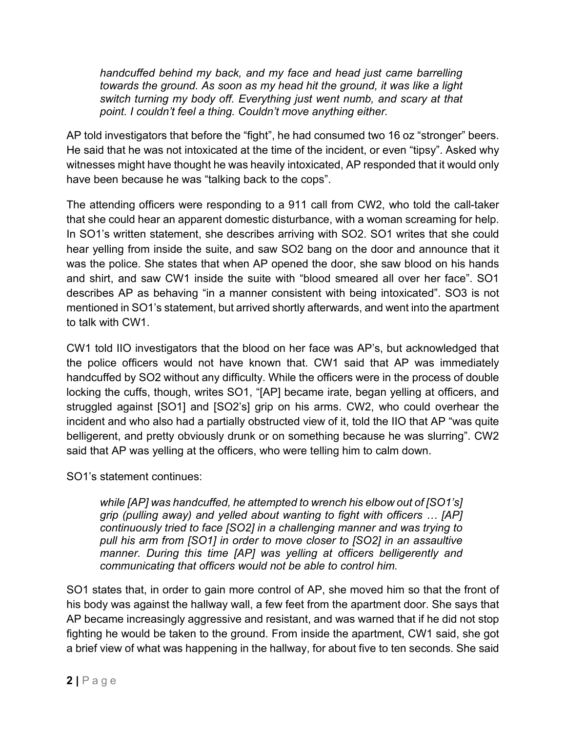> *handcuffed behind my back, and my face and head just came barrelling towards the ground. As soon as my head hit the ground, it was like a light switch turning my body off. Everything just went numb, and scary at that point. I couldn't feel a thing. Couldn't move anything either.*

AP told investigators that before the "fight", he had consumed two 16 oz "stronger" beers. He said that he was not intoxicated at the time of the incident, or even "tipsy". Asked why witnesses might have thought he was heavily intoxicated, AP responded that it would only have been because he was "talking back to the cops".

The attending officers were responding to a 911 call from CW2, who told the call-taker that she could hear an apparent domestic disturbance, with a woman screaming for help. In SO1's written statement, she describes arriving with SO2. SO1 writes that she could hear yelling from inside the suite, and saw SO2 bang on the door and announce that it was the police. She states that when AP opened the door, she saw blood on his hands and shirt, and saw CW1 inside the suite with "blood smeared all over her face". SO1 describes AP as behaving "in a manner consistent with being intoxicated". SO3 is not mentioned in SO1's statement, but arrived shortly afterwards, and went into the apartment to talk with CW1.

CW1 told IIO investigators that the blood on her face was AP's, but acknowledged that the police officers would not have known that. CW1 said that AP was immediately handcuffed by SO2 without any difficulty. While the officers were in the process of double locking the cuffs, though, writes SO1, "[AP] became irate, began yelling at officers, and struggled against [SO1] and [SO2's] grip on his arms. CW2, who could overhear the incident and who also had a partially obstructed view of it, told the IIO that AP "was quite belligerent, and pretty obviously drunk or on something because he was slurring". CW2 said that AP was yelling at the officers, who were telling him to calm down.

SO1's statement continues:

> *while [AP] was handcuffed, he attempted to wrench his elbow out of [SO1's] grip (pulling away) and yelled about wanting to fight with officers … [AP] continuously tried to face [SO2] in a challenging manner and was trying to pull his arm from [SO1] in order to move closer to [SO2] in an assaultive manner. During this time [AP] was yelling at officers belligerently and communicating that officers would not be able to control him.*

SO1 states that, in order to gain more control of AP, she moved him so that the front of his body was against the hallway wall, a few feet from the apartment door. She says that AP became increasingly aggressive and resistant, and was warned that if he did not stop fighting he would be taken to the ground. From inside the apartment, CW1 said, she got a brief view of what was happening in the hallway, for about five to ten seconds. She said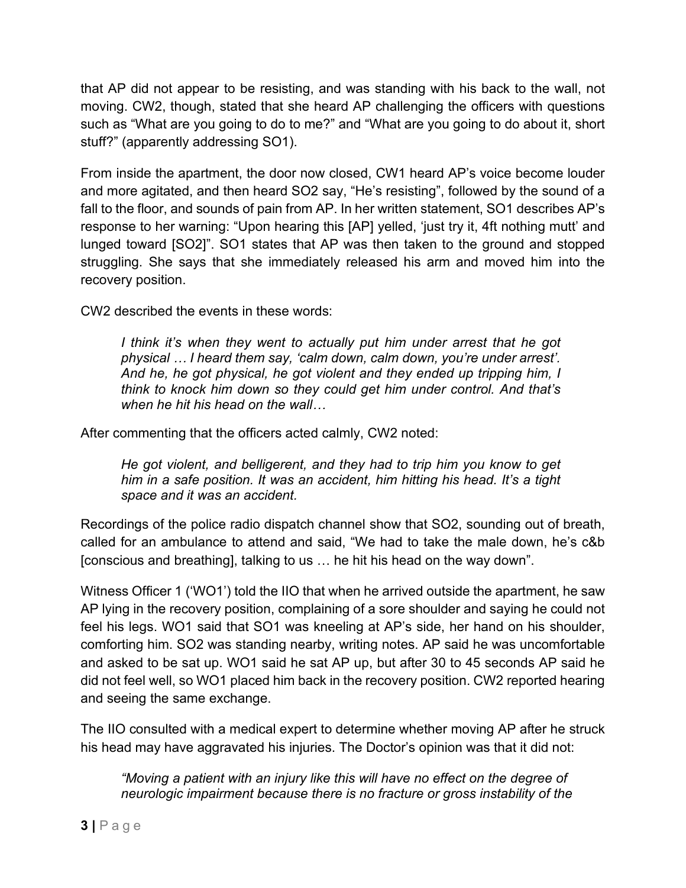that AP did not appear to be resisting, and was standing with his back to the wall, not moving. CW2, though, stated that she heard AP challenging the officers with questions such as "What are you going to do to me?" and "What are you going to do about it, short stuff?" (apparently addressing SO1).

From inside the apartment, the door now closed, CW1 heard AP's voice become louder and more agitated, and then heard SO2 say, "He's resisting", followed by the sound of a fall to the floor, and sounds of pain from AP. In her written statement, SO1 describes AP's response to her warning: "Upon hearing this [AP] yelled, 'just try it, 4ft nothing mutt' and lunged toward [SO2]". SO1 states that AP was then taken to the ground and stopped struggling. She says that she immediately released his arm and moved him into the recovery position.

CW2 described the events in these words:

> *I think it's when they went to actually put him under arrest that he got physical … I heard them say, 'calm down, calm down, you're under arrest'. And he, he got physical, he got violent and they ended up tripping him, I think to knock him down so they could get him under control. And that's when he hit his head on the wall…*

After commenting that the officers acted calmly, CW2 noted:

> *He got violent, and belligerent, and they had to trip him you know to get him in a safe position. It was an accident, him hitting his head. It's a tight space and it was an accident.*

Recordings of the police radio dispatch channel show that SO2, sounding out of breath, called for an ambulance to attend and said, "We had to take the male down, he's c&b [conscious and breathing], talking to us … he hit his head on the way down".

Witness Officer 1 ('WO1') told the IIO that when he arrived outside the apartment, he saw AP lying in the recovery position, complaining of a sore shoulder and saying he could not feel his legs. WO1 said that SO1 was kneeling at AP's side, her hand on his shoulder, comforting him. SO2 was standing nearby, writing notes. AP said he was uncomfortable and asked to be sat up. WO1 said he sat AP up, but after 30 to 45 seconds AP said he did not feel well, so WO1 placed him back in the recovery position. CW2 reported hearing and seeing the same exchange.

The IIO consulted with a medical expert to determine whether moving AP after he struck his head may have aggravated his injuries. The Doctor's opinion was that it did not:

> *"Moving a patient with an injury like this will have no effect on the degree of neurologic impairment because there is no fracture or gross instability of the*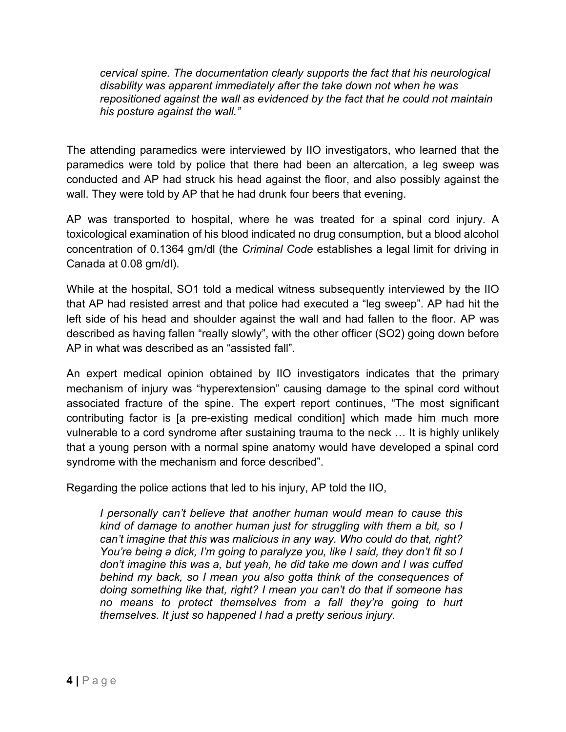*cervical spine. The documentation clearly supports the fact that his neurological disability was apparent immediately after the take down not when he was repositioned against the wall as evidenced by the fact that he could not maintain his posture against the wall."*

The attending paramedics were interviewed by IIO investigators, who learned that the paramedics were told by police that there had been an altercation, a leg sweep was conducted and AP had struck his head against the floor, and also possibly against the wall. They were told by AP that he had drunk four beers that evening.

AP was transported to hospital, where he was treated for a spinal cord injury. A toxicological examination of his blood indicated no drug consumption, but a blood alcohol concentration of 0.1364 gm/dl (the *Criminal Code* establishes a legal limit for driving in Canada at 0.08 gm/dl).

While at the hospital, SO1 told a medical witness subsequently interviewed by the IIO that AP had resisted arrest and that police had executed a "leg sweep". AP had hit the left side of his head and shoulder against the wall and had fallen to the floor. AP was described as having fallen "really slowly", with the other officer (SO2) going down before AP in what was described as an "assisted fall".

An expert medical opinion obtained by IIO investigators indicates that the primary mechanism of injury was "hyperextension" causing damage to the spinal cord without associated fracture of the spine. The expert report continues, "The most significant contributing factor is [a pre-existing medical condition] which made him much more vulnerable to a cord syndrome after sustaining trauma to the neck … It is highly unlikely that a young person with a normal spine anatomy would have developed a spinal cord syndrome with the mechanism and force described".

Regarding the police actions that led to his injury, AP told the IIO,

> *I personally can't believe that another human would mean to cause this kind of damage to another human just for struggling with them a bit, so I can't imagine that this was malicious in any way. Who could do that, right? You're being a dick, I'm going to paralyze you, like I said, they don't fit so I don't imagine this was a, but yeah, he did take me down and I was cuffed behind my back, so I mean you also gotta think of the consequences of doing something like that, right? I mean you can't do that if someone has no means to protect themselves from a fall they're going to hurt themselves. It just so happened I had a pretty serious injury.*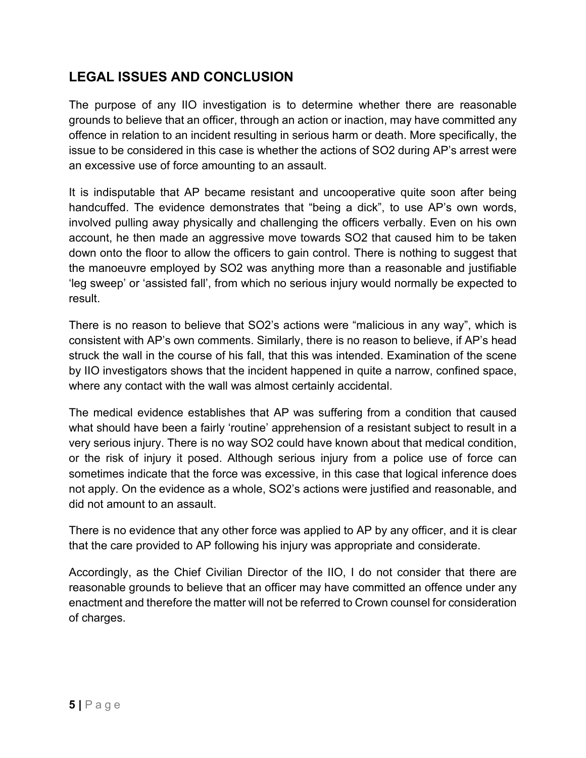## LEGAL ISSUES AND CONCLUSION

The purpose of any IIO investigation is to determine whether there are reasonable grounds to believe that an officer, through an action or inaction, may have committed any offence in relation to an incident resulting in serious harm or death. More specifically, the issue to be considered in this case is whether the actions of SO2 during AP's arrest were an excessive use of force amounting to an assault.

It is indisputable that AP became resistant and uncooperative quite soon after being handcuffed. The evidence demonstrates that "being a dick", to use AP's own words, involved pulling away physically and challenging the officers verbally. Even on his own account, he then made an aggressive move towards SO2 that caused him to be taken down onto the floor to allow the officers to gain control. There is nothing to suggest that the manoeuvre employed by SO2 was anything more than a reasonable and justifiable 'leg sweep' or 'assisted fall', from which no serious injury would normally be expected to result.

There is no reason to believe that SO2's actions were "malicious in any way", which is consistent with AP's own comments. Similarly, there is no reason to believe, if AP's head struck the wall in the course of his fall, that this was intended. Examination of the scene by IIO investigators shows that the incident happened in quite a narrow, confined space, where any contact with the wall was almost certainly accidental.

The medical evidence establishes that AP was suffering from a condition that caused what should have been a fairly 'routine' apprehension of a resistant subject to result in a very serious injury. There is no way SO2 could have known about that medical condition, or the risk of injury it posed. Although serious injury from a police use of force can sometimes indicate that the force was excessive, in this case that logical inference does not apply. On the evidence as a whole, SO2's actions were justified and reasonable, and did not amount to an assault.

There is no evidence that any other force was applied to AP by any officer, and it is clear that the care provided to AP following his injury was appropriate and considerate.

Accordingly, as the Chief Civilian Director of the IIO, I do not consider that there are reasonable grounds to believe that an officer may have committed an offence under any enactment and therefore the matter will not be referred to Crown counsel for consideration of charges.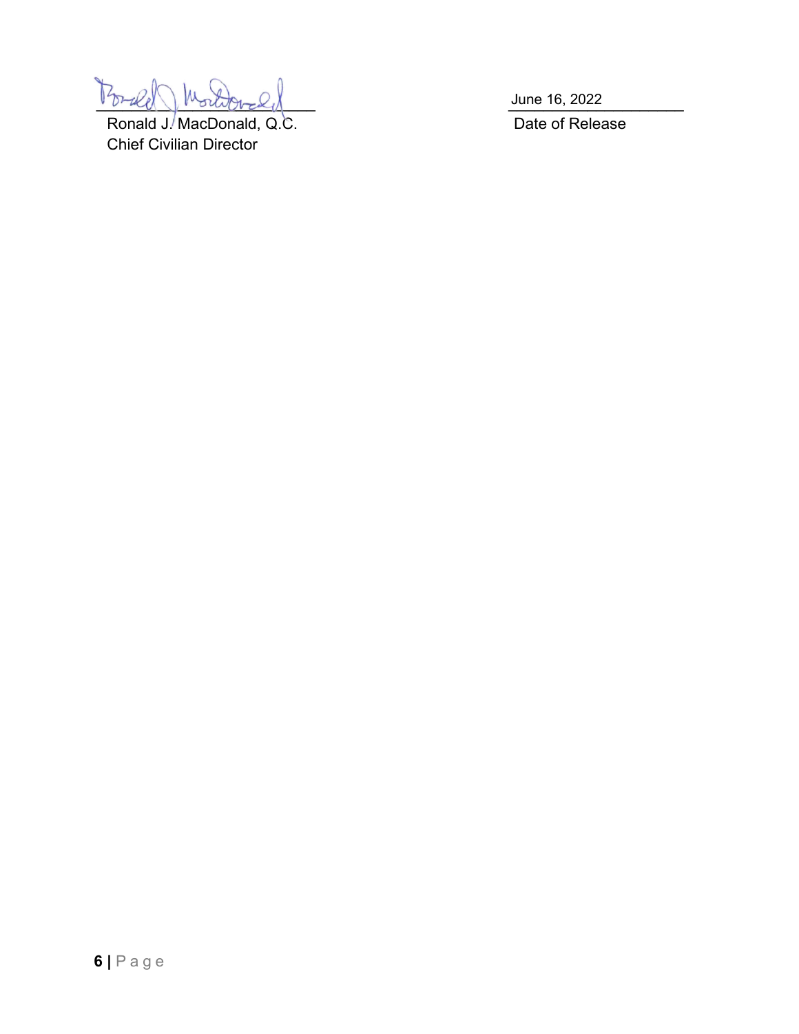Ronald J. MacDonald, Q.C.
Chief Civilian Director

June 16, 2022
Date of Release